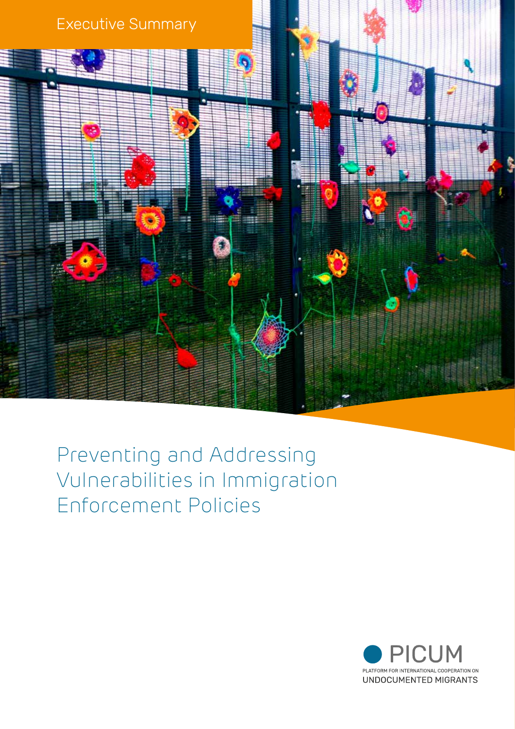Executive Summary

# Preventing and Addressing Vulnerabilities in Immigration Enforcement Policies

PICUM

PLATFORM FOR INTERNATIONAL COOPERATION ON UNDOCUMENTED MIGRANTS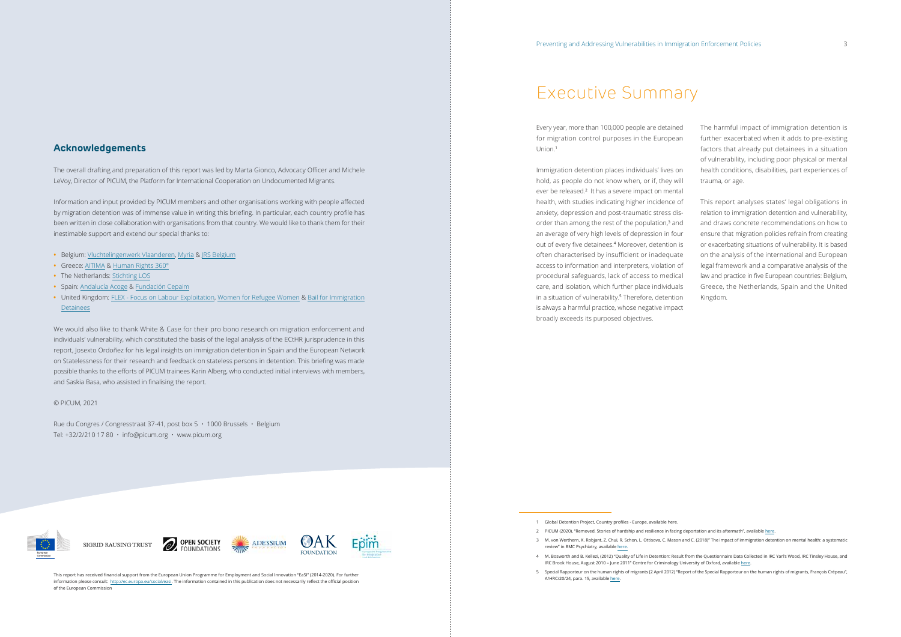## Acknowledgements

The overall drafting and preparation of this report was led by Marta Gionco, Advocacy Officer and Michele LeVoy, Director of PICUM, the Platform for International Cooperation on Undocumented Migrants.

Information and input provided by PICUM members and other organisations working with people affected by migration detention was of immense value in writing this briefing. In particular, each country profile has been written in close collaboration with organisations from that country. We would like to thank them for their inestimable support and extend our special thanks to:

- Belgium: Vluchtelingenwerk Vlaanderen, Myria & JRS Belgium
- Greece: AITIMA & Human Rights 360°
- The Netherlands: Stichting LOS
- Spain: Andalucía Acoge & Fundación Cepaim
- United Kingdom: FLEX - Focus on Labour Exploitation, Women for Refugee Women & Bail for Immigration Detainees

We would also like to thank White & Case for their pro bono research on migration enforcement and individuals' vulnerability, which constituted the basis of the legal analysis of the ECtHR jurisprudence in this report, Josexto Ordoñez for his legal insights on immigration detention in Spain and the European Network on Statelessness for their research and feedback on stateless persons in detention. This briefing was made possible thanks to the efforts of PICUM trainees Karin Alberg, who conducted initial interviews with members, and Saskia Basa, who assisted in finalising the report.

© PICUM, 2021

Rue du Congres / Congresstraat 37-41, post box 5 • 1000 Brussels • Belgium
Tel: +32/2/210 17 80 • info@picum.org • www.picum.org

This report has received financial support from the European Union Programme for Employment and Social Innovation "EaSI" (2014-2020). For further information please consult: http://ec.europa.eu/social/easi. The information contained in this publication does not necessarily reflect the official position of the European Commission

# Executive Summary

Every year, more than 100,000 people are detained for migration control purposes in the European Union.[1]

Immigration detention places individuals' lives on hold, as people do not know when, or if, they will ever be released.[2] It has a severe impact on mental health, with studies indicating higher incidence of anxiety, depression and post-traumatic stress disorder than among the rest of the population,[3] and an average of very high levels of depression in four out of every five detainees.[4] Moreover, detention is often characterised by insufficient or inadequate access to information and interpreters, violation of procedural safeguards, lack of access to medical care, and isolation, which further place individuals in a situation of vulnerability.[5] Therefore, detention is always a harmful practice, whose negative impact broadly exceeds its purposed objectives.

The harmful impact of immigration detention is further exacerbated when it adds to pre-existing factors that already put detainees in a situation of vulnerability, including poor physical or mental health conditions, disabilities, part experiences of trauma, or age.

This report analyses states' legal obligations in relation to immigration detention and vulnerability, and draws concrete recommendations on how to ensure that migration policies refrain from creating or exacerbating situations of vulnerability. It is based on the analysis of the international and European legal framework and a comparative analysis of the law and practice in five European countries: Belgium, Greece, the Netherlands, Spain and the United Kingdom.

1 Global Detention Project, Country profiles - Europe, available here.

2 PICUM (2020), "Removed. Stories of hardship and resilience in facing deportation and its aftermath", available here.

3 M. von Werthern, K. Robjant, Z. Chui, R. Schon, L. Ottisova, C. Mason and C. (2018)" The impact of immigration detention on mental health: a systematic review" in BMC Psychiatry, available here.

4 M. Bosworth and B. Kellezi, (2012) "Quality of Life in Detention: Result from the Questionnaire Data Collected in IRC Yarl's Wood, IRC Tinsley House, and IRC Brook House, August 2010 – June 2011" Centre for Criminology University of Oxford, available here.

5 Special Rapporteur on the human rights of migrants (2 April 2012) "Report of the Special Rapporteur on the human rights of migrants, François Crépeau", A/HRC/20/24, para. 15, available here.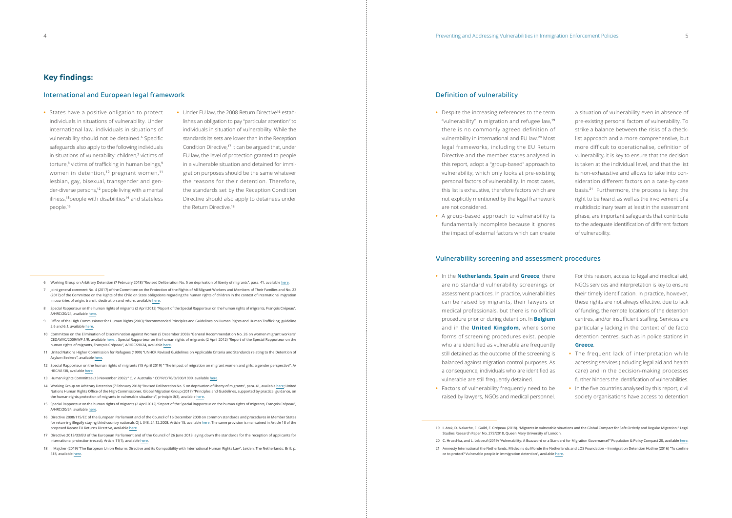## Key findings:

### International and European legal framework

- States have a positive obligation to protect individuals in situations of vulnerability. Under international law, individuals in situations of vulnerability should not be detained.[6] Specific safeguards also apply to the following individuals in situations of vulnerability: children,[7] victims of torture,[8] victims of trafficking in human beings,[9] women in detention,[10] pregnant women,[11] lesbian, gay, bisexual, transgender and gender-diverse persons,[12] people living with a mental illness,[13] people with disabilities[14] and stateless people.[15]
- Under EU law, the 2008 Return Directive[16] establishes an obligation to pay "particular attention" to individuals in situation of vulnerability. While the standards its sets are lower than in the Reception Condition Directive,[17] it can be argued that, under EU law, the level of protection granted to people in a vulnerable situation and detained for immigration purposes should be the same whatever the reasons for their detention. Therefore, the standards set by the Reception Condition Directive should also apply to detainees under the Return Directive.[18]

6 Working Group on Arbitrary Detention (7 February 2018) "Revised Deliberation No. 5 on deprivation of liberty of migrants", para. 41, available here.

7 Joint general comment No. 4 (2017) of the Committee on the Protection of the Rights of All Migrant Workers and Members of Their Families and No. 23 (2017) of the Committee on the Rights of the Child on State obligations regarding the human rights of children in the context of international migration in countries of origin, transit, destination and return, available here.

8 Special Rapporteur on the human rights of migrants (2 April 2012) "Report of the Special Rapporteur on the human rights of migrants, François Crépeau", A/HRC/20/24, available here.

9 Office of the High Commissioner for Human Rights (2003) "Recommended Principles and Guidelines on Human Rights and Human Trafficking, guideline 2.6 and 6.1, available here.

10 Committee on the Elimination of Discrimination against Women (5 December 2008) "General Recommendation No. 26 on women migrant workers" CEDAW/C/2009/WP.1/R, available here. ; Special Rapporteur on the human rights of migrants (2 April 2012) "Report of the Special Rapporteur on the human rights of migrants, François Crépeau", A/HRC/20/24, available here.

11 United Nations Higher Commission for Refugees (1999) "UNHCR Revised Guidelines on Applicable Criteria and Standards relating to the Detention of Asylum-Seekers", available here.

12 Special Rapporteur on the human rights of migrants (15 April 2019) " The impact of migration on migrant women and girls: a gender perspective", A/HRC/41/38, available here.

13 Human Rights Committee (13 November 2002) " C. v. Australia " CCPR/C/76/D/900/1999, available here.

14 Working Group on Arbitrary Detention (7 February 2018) "Revised Deliberation No. 5 on deprivation of liberty of migrants", para. 41, available here; United Nations Human Rights Office of the High Commissioner, Global Migration Group (2017) "Principles and Guidelines, supported by practical guidance, on the human rights protection of migrants in vulnerable situations", principle 8(3), available here.

15 Special Rapporteur on the human rights of migrants (2 April 2012) "Report of the Special Rapporteur on the human rights of migrants, François Crépeau", A/HRC/20/24, available here.

16 Directive 2008/115/EC of the European Parliament and of the Council of 16 December 2008 on common standards and procedures in Member States for returning illegally staying third-country nationals OJ L 348, 24.12.2008, Article 15, available here. The same provision is maintained in Article 18 of the proposed Recast EU Returns Directive, available here

17 Directive 2013/33/EU of the European Parliament and of the Council of 26 June 2013 laying down the standards for the reception of applicants for international protection (recast), Article 11(1), available here.

18 I. Majcher (2019) "The European Union Returns Directive and its Compatibility with International Human Rights Law", Leiden, The Netherlands: Brill, p. 518, available here.

### Definition of vulnerability

- Despite the increasing references to the term "vulnerability" in migration and refugee law,[19] there is no commonly agreed definition of vulnerability in international and EU law.[20] Most legal frameworks, including the EU Return Directive and the member states analysed in this report, adopt a "group-based" approach to vulnerability, which only looks at pre-existing personal factors of vulnerability. In most cases, this list is exhaustive, therefore factors which are not explicitly mentioned by the legal framework are not considered.
- A group-based approach to vulnerability is fundamentally incomplete because it ignores the impact of external factors which can create a situation of vulnerability even in absence of pre-existing personal factors of vulnerability. To strike a balance between the risks of a check-list approach and a more comprehensive, but more difficult to operationalise, definition of vulnerability, it is key to ensure that the decision is taken at the individual level, and that the list is non-exhaustive and allows to take into consideration different factors on a case-by-case basis.[21] Furthermore, the process is key: the right to be heard, as well as the involvement of a multidisciplinary team at least in the assessment phase, are important safeguards that contribute to the adequate identification of different factors of vulnerability.

### Vulnerability screening and assessment procedures

- In the **Netherlands**, **Spain** and **Greece**, there are no standard vulnerability screenings or assessment practices. In practice, vulnerabilities can be raised by migrants, their lawyers or medical professionals, but there is no official procedure prior or during detention. In **Belgium** and in the **United Kingdom**, where some forms of screening procedures exist, people who are identified as vulnerable are frequently still detained as the outcome of the screening is balanced against migration control purposes. As a consequence, individuals who are identified as vulnerable are still frequently detained.
- Factors of vulnerability frequently need to be raised by lawyers, NGOs and medical personnel. For this reason, access to legal and medical aid, NGOs services and interpretation is key to ensure their timely identification. In practice, however, these rights are not always effective, due to lack of funding, the remote locations of the detention centres, and/or insufficient staffing. Services are particularly lacking in the context of de facto detention centres, such as in police stations in **Greece**.
- The frequent lack of interpretation while accessing services (including legal aid and health care) and in the decision-making processes further hinders the identification of vulnerabilities.
- In the five countries analysed by this report, civil society organisations have access to detention

19 I. Atak, D. Nakache, E. Guild, F. Crépeau (2018). "Migrants in vulnerable situations and the Global Compact for Safe Orderly and Regular Migration." Legal Studies Research Paper No. 273/2018, Queen Mary University of London.

20 C. Hruschka, and L. Leboeuf (2019) "Vulnerability: A Buzzword or a Standard for Migration Governance?" Population & Policy Compact 20, available here.

21 Amnesty International the Netherlands, Médecins du Monde the Netherlands and LOS Foundation – Immigration Detention Hotline (2016) "To confine or to protect? Vulnerable people in immigration detention", available here.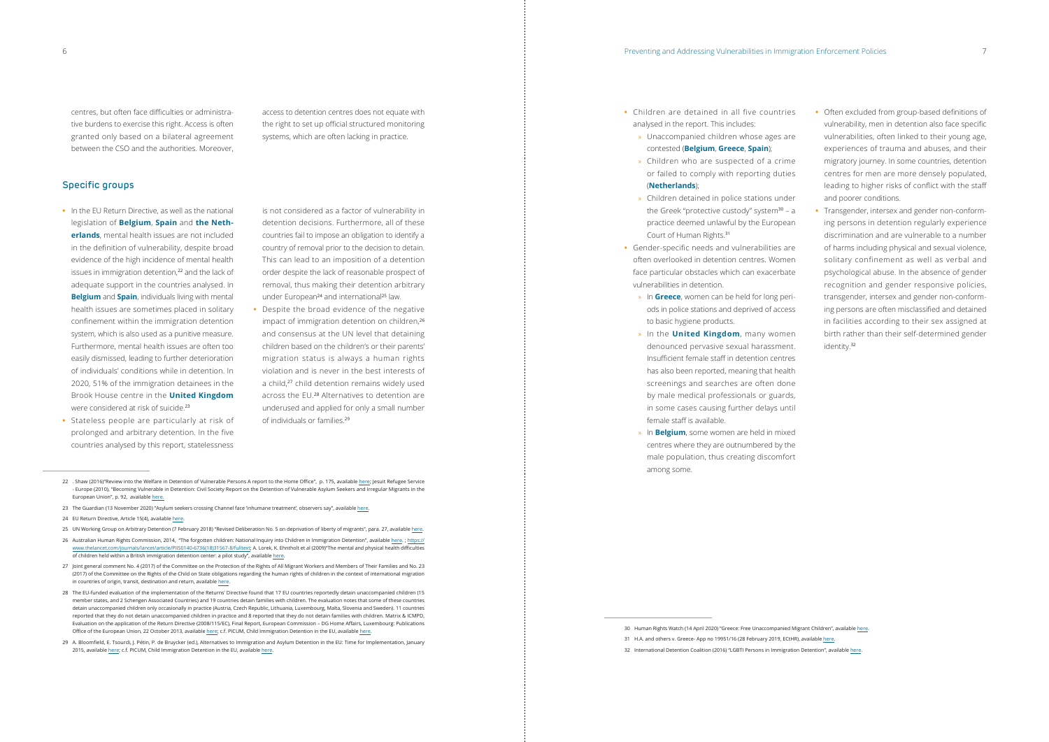centres, but often face difficulties or administrative burdens to exercise this right. Access is often granted only based on a bilateral agreement between the CSO and the authorities. Moreover, access to detention centres does not equate with the right to set up official structured monitoring systems, which are often lacking in practice.

## Specific groups

- In the EU Return Directive, as well as the national legislation of **Belgium**, **Spain** and **the Netherlands**, mental health issues are not included in the definition of vulnerability, despite broad evidence of the high incidence of mental health issues in immigration detention,[22] and the lack of adequate support in the countries analysed. In **Belgium** and **Spain**, individuals living with mental health issues are sometimes placed in solitary confinement within the immigration detention system, which is also used as a punitive measure. Furthermore, mental health issues are often too easily dismissed, leading to further deterioration of individuals' conditions while in detention. In 2020, 51% of the immigration detainees in the Brook House centre in the **United Kingdom** were considered at risk of suicide.[23]
- Stateless people are particularly at risk of prolonged and arbitrary detention. In the five countries analysed by this report, statelessness is not considered as a factor of vulnerability in detention decisions. Furthermore, all of these countries fail to impose an obligation to identify a country of removal prior to the decision to detain. This can lead to an imposition of a detention order despite the lack of reasonable prospect of removal, thus making their detention arbitrary under European[24] and international[25] law.
- Despite the broad evidence of the negative impact of immigration detention on children,[26] and consensus at the UN level that detaining children based on the children's or their parents' migration status is always a human rights violation and is never in the best interests of a child,[27] child detention remains widely used across the EU.[28] Alternatives to detention are underused and applied for only a small number of individuals or families.[29]
- Children are detained in all five countries analysed in the report. This includes:
  - Unaccompanied children whose ages are contested (**Belgium**, **Greece**, **Spain**);
  - Children who are suspected of a crime or failed to comply with reporting duties (**Netherlands**);
  - Children detained in police stations under the Greek "protective custody" system[30] – a practice deemed unlawful by the European Court of Human Rights.[31]
- Gender-specific needs and vulnerabilities are often overlooked in detention centres. Women face particular obstacles which can exacerbate vulnerabilities in detention.
  - In **Greece**, women can be held for long periods in police stations and deprived of access to basic hygiene products.
  - In the **United Kingdom**, many women denounced pervasive sexual harassment. Insufficient female staff in detention centres has also been reported, meaning that health screenings and searches are often done by male medical professionals or guards, in some cases causing further delays until female staff is available.
  - In **Belgium**, some women are held in mixed centres where they are outnumbered by the male population, thus creating discomfort among some.
- Often excluded from group-based definitions of vulnerability, men in detention also face specific vulnerabilities, often linked to their young age, experiences of trauma and abuses, and their migratory journey. In some countries, detention centres for men are more densely populated, leading to higher risks of conflict with the staff and poorer conditions.
- Transgender, intersex and gender non-conforming persons in detention regularly experience discrimination and are vulnerable to a number of harms including physical and sexual violence, solitary confinement as well as verbal and psychological abuse. In the absence of gender recognition and gender responsive policies, transgender, intersex and gender non-conforming persons are often misclassified and detained in facilities according to their sex assigned at birth rather than their self-determined gender identity.[32]

---

22 . Shaw (2016)"Review into the Welfare in Detention of Vulnerable Persons A report to the Home Office", p. 175, available here; Jesuit Refugee Service - Europe (2010), "Becoming Vulnerable in Detention: Civil Society Report on the Detention of Vulnerable Asylum Seekers and Irregular Migrants in the European Union", p. 92, available here.

23 The Guardian (13 November 2020) "Asylum seekers crossing Channel face 'inhumane treatment', observers say", available here.

24 EU Return Directive, Article 15(4), available here.

25 UN Working Group on Arbitrary Detention (7 February 2018) "Revised Deliberation No. 5 on deprivation of liberty of migrants", para. 27, available here.

26 Australian Human Rights Commission, 2014, "The forgotten children: National Inquiry into Children in Immigration Detention", available here. ; https://www.thelancet.com/journals/lancet/article/PIIS0140-6736(18)31567-8/fulltext; A. Lorek, K. Ehntholt et al (2009)"The mental and physical health difficulties of children held within a British immigration detention center: a pilot study", available here.

27 Joint general comment No. 4 (2017) of the Committee on the Protection of the Rights of All Migrant Workers and Members of Their Families and No. 23 (2017) of the Committee on the Rights of the Child on State obligations regarding the human rights of children in the context of international migration in countries of origin, transit, destination and return, available here.

28 The EU-funded evaluation of the implementation of the Returns' Directive found that 17 EU countries reportedly detain unaccompanied children (15 member states, and 2 Schengen Associated Countries) and 19 countries detain families with children. The evaluation notes that some of these countries detain unaccompanied children only occasionally in practice (Austria, Czech Republic, Lithuania, Luxembourg, Malta, Slovenia and Sweden). 11 countries reported that they do not detain unaccompanied children in practice and 8 reported that they do not detain families with children. Matrix & ICMPD, Evaluation on the application of the Return Directive (2008/115/EC), Final Report, European Commission – DG Home Affairs, Luxembourg: Publications Office of the European Union, 22 October 2013, available here; c.f. PICUM, Child Immigration Detention in the EU, available here.

29 A. Bloomfield, E. Tsourdi, J. Pétin, P. de Bruycker (ed.), Alternatives to Immigration and Asylum Detention in the EU: Time for Implementation, January 2015, available here; c.f. PICUM, Child Immigration Detention in the EU, available here.

30 Human Rights Watch (14 April 2020) "Greece: Free Unaccompanied Migrant Children", available here.

31 H.A. and others v. Greece- App no 19951/16 (28 February 2019, ECtHR), available here.

32 International Detention Coalition (2016) "LGBTI Persons in Immigration Detention", available here.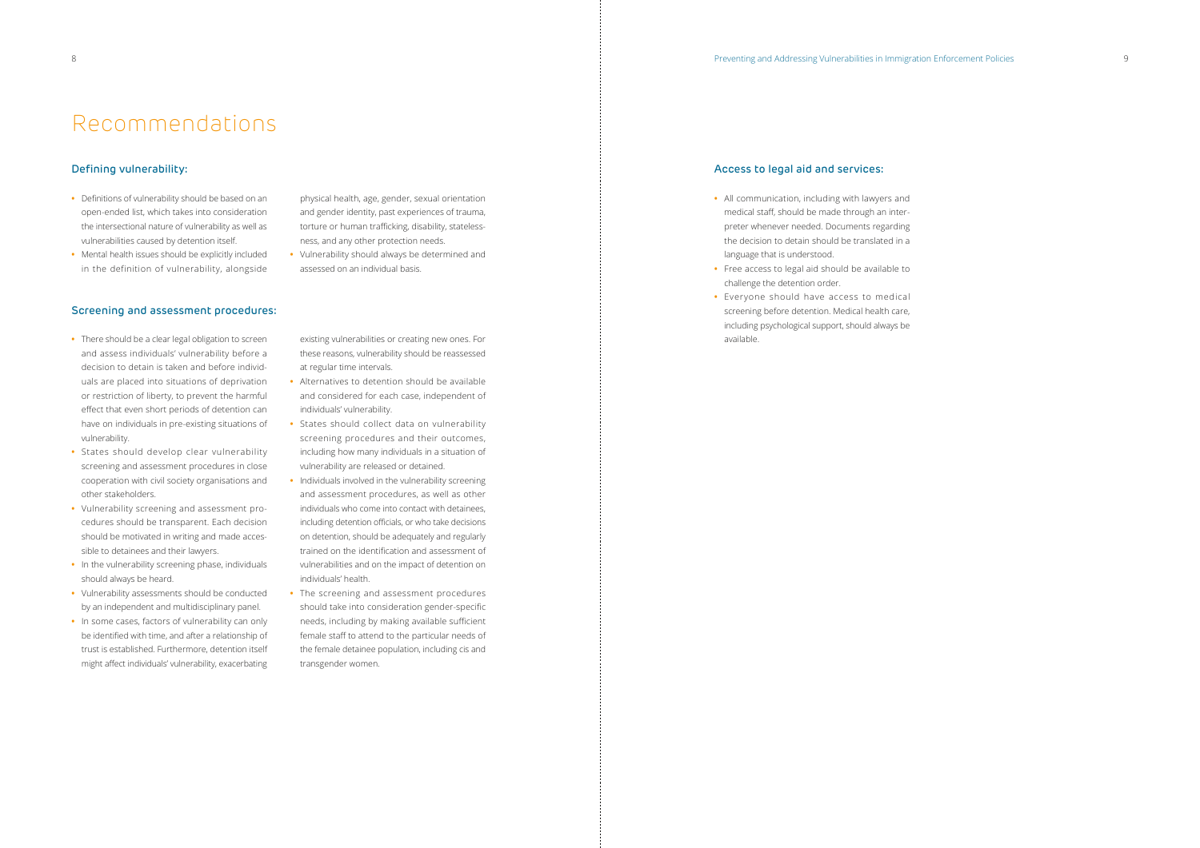# Recommendations

## Defining vulnerability:

- Definitions of vulnerability should be based on an open-ended list, which takes into consideration the intersectional nature of vulnerability as well as vulnerabilities caused by detention itself.
- Mental health issues should be explicitly included in the definition of vulnerability, alongside physical health, age, gender, sexual orientation and gender identity, past experiences of trauma, torture or human trafficking, disability, statelessness, and any other protection needs.
- Vulnerability should always be determined and assessed on an individual basis.

## Screening and assessment procedures:

- There should be a clear legal obligation to screen and assess individuals' vulnerability before a decision to detain is taken and before individuals are placed into situations of deprivation or restriction of liberty, to prevent the harmful effect that even short periods of detention can have on individuals in pre-existing situations of vulnerability.
- States should develop clear vulnerability screening and assessment procedures in close cooperation with civil society organisations and other stakeholders.
- Vulnerability screening and assessment procedures should be transparent. Each decision should be motivated in writing and made accessible to detainees and their lawyers.
- In the vulnerability screening phase, individuals should always be heard.
- Vulnerability assessments should be conducted by an independent and multidisciplinary panel.
- In some cases, factors of vulnerability can only be identified with time, and after a relationship of trust is established. Furthermore, detention itself might affect individuals' vulnerability, exacerbating existing vulnerabilities or creating new ones. For these reasons, vulnerability should be reassessed at regular time intervals.
- Alternatives to detention should be available and considered for each case, independent of individuals' vulnerability.
- States should collect data on vulnerability screening procedures and their outcomes, including how many individuals in a situation of vulnerability are released or detained.
- Individuals involved in the vulnerability screening and assessment procedures, as well as other individuals who come into contact with detainees, including detention officials, or who take decisions on detention, should be adequately and regularly trained on the identification and assessment of vulnerabilities and on the impact of detention on individuals' health.
- The screening and assessment procedures should take into consideration gender-specific needs, including by making available sufficient female staff to attend to the particular needs of the female detainee population, including cis and transgender women.

## Access to legal aid and services:

- All communication, including with lawyers and medical staff, should be made through an interpreter whenever needed. Documents regarding the decision to detain should be translated in a language that is understood.
- Free access to legal aid should be available to challenge the detention order.
- Everyone should have access to medical screening before detention. Medical health care, including psychological support, should always be available.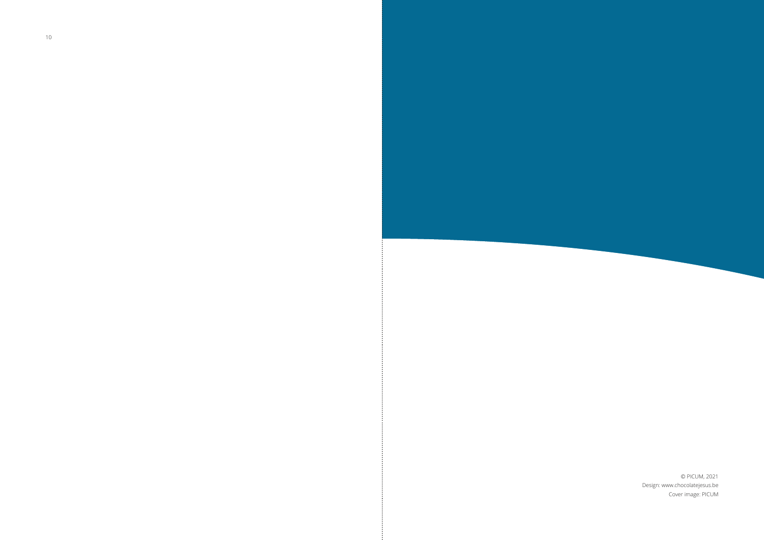© PICUM, 2021
Design: www.chocolatejesus.be
Cover image: PICUM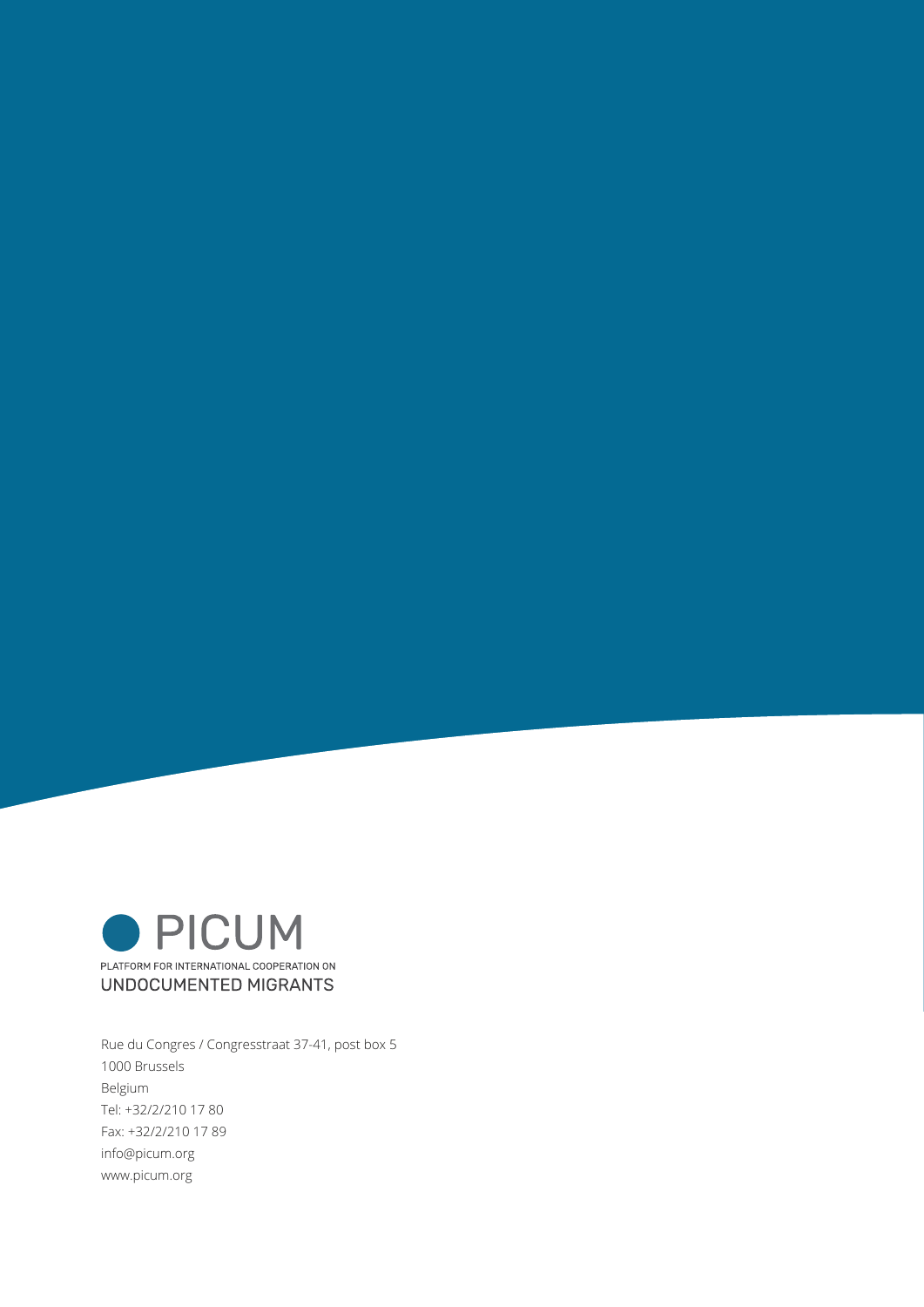PICUM

PLATFORM FOR INTERNATIONAL COOPERATION ON
UNDOCUMENTED MIGRANTS

Rue du Congres / Congresstraat 37-41, post box 5
1000 Brussels
Belgium
Tel: +32/2/210 17 80
Fax: +32/2/210 17 89
info@picum.org
www.picum.org